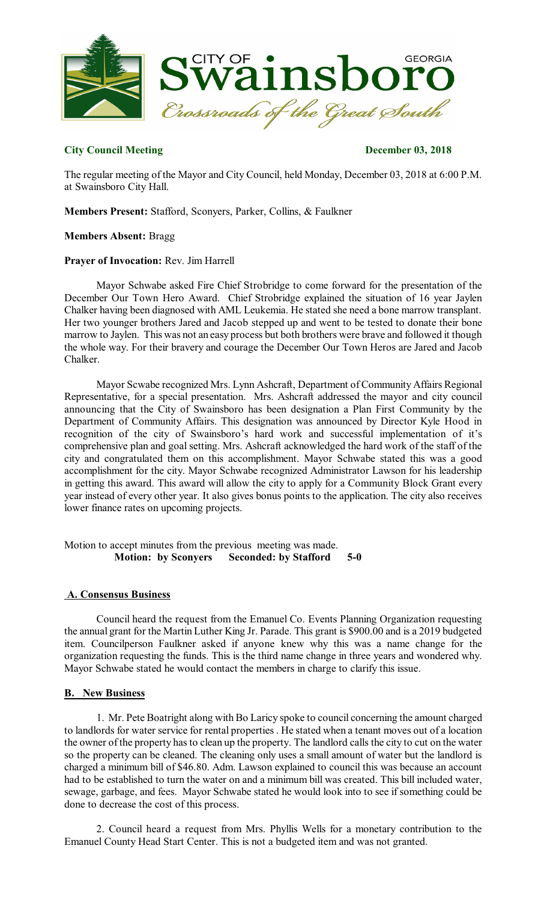**City Council Meeting** **December 03, 2018**

The regular meeting of the Mayor and City Council, held Monday, December 03, 2018 at 6:00 P.M. at Swainsboro City Hall.

**Members Present:** Stafford, Sconyers, Parker, Collins, & Faulkner

**Members Absent:** Bragg

**Prayer of Invocation:** Rev. Jim Harrell

Mayor Schwabe asked Fire Chief Strobridge to come forward for the presentation of the December Our Town Hero Award. Chief Strobridge explained the situation of 16 year Jaylen Chalker having been diagnosed with AML Leukemia. He stated she need a bone marrow transplant. Her two younger brothers Jared and Jacob stepped up and went to be tested to donate their bone marrow to Jaylen. This was not an easy process but both brothers were brave and followed it though the whole way. For their bravery and courage the December Our Town Heros are Jared and Jacob Chalker.

Mayor Scwabe recognized Mrs. Lynn Ashcraft, Department of Community Affairs Regional Representative, for a special presentation. Mrs. Ashcraft addressed the mayor and city council announcing that the City of Swainsboro has been designation a Plan First Community by the Department of Community Affairs. This designation was announced by Director Kyle Hood in recognition of the city of Swainsboro's hard work and successful implementation of it's comprehensive plan and goal setting. Mrs. Ashcraft acknowledged the hard work of the staff of the city and congratulated them on this accomplishment. Mayor Schwabe stated this was a good accomplishment for the city. Mayor Schwabe recognized Administrator Lawson for his leadership in getting this award. This award will allow the city to apply for a Community Block Grant every year instead of every other year. It also gives bonus points to the application. The city also receives lower finance rates on upcoming projects.

Motion to accept minutes from the previous meeting was made.
**Motion: by Sconyers Seconded: by Stafford 5-0**

## A. Consensus Business

Council heard the request from the Emanuel Co. Events Planning Organization requesting the annual grant for the Martin Luther King Jr. Parade. This grant is $900.00 and is a 2019 budgeted item. Councilperson Faulkner asked if anyone knew why this was a name change for the organization requesting the funds. This is the third name change in three years and wondered why. Mayor Schwabe stated he would contact the members in charge to clarify this issue.

## B. New Business

1. Mr. Pete Boatright along with Bo Laricy spoke to council concerning the amount charged to landlords for water service for rental properties . He stated when a tenant moves out of a location the owner of the property has to clean up the property. The landlord calls the city to cut on the water so the property can be cleaned. The cleaning only uses a small amount of water but the landlord is charged a minimum bill of $46.80. Adm. Lawson explained to council this was because an account had to be established to turn the water on and a minimum bill was created. This bill included water, sewage, garbage, and fees. Mayor Schwabe stated he would look into to see if something could be done to decrease the cost of this process.

2. Council heard a request from Mrs. Phyllis Wells for a monetary contribution to the Emanuel County Head Start Center. This is not a budgeted item and was not granted.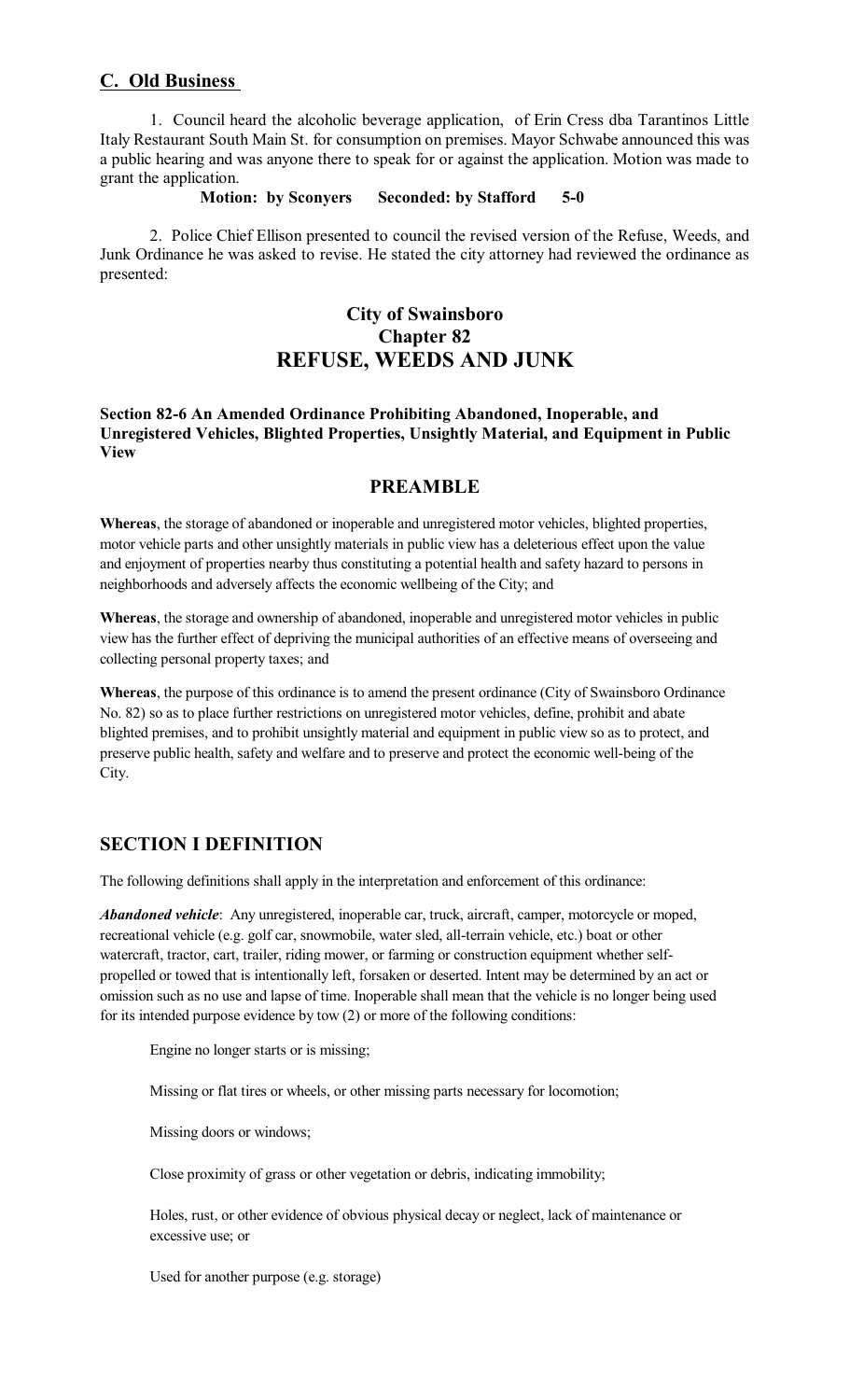## C. Old Business

1. Council heard the alcoholic beverage application, of Erin Cress dba Tarantinos Little Italy Restaurant South Main St. for consumption on premises. Mayor Schwabe announced this was a public hearing and was anyone there to speak for or against the application. Motion was made to grant the application.

**Motion: by Sconyers Seconded: by Stafford 5-0**

2. Police Chief Ellison presented to council the revised version of the Refuse, Weeds, and Junk Ordinance he was asked to revise. He stated the city attorney had reviewed the ordinance as presented:

# City of Swainsboro
# Chapter 82
# REFUSE, WEEDS AND JUNK

**Section 82-6 An Amended Ordinance Prohibiting Abandoned, Inoperable, and Unregistered Vehicles, Blighted Properties, Unsightly Material, and Equipment in Public View**

## PREAMBLE

**Whereas**, the storage of abandoned or inoperable and unregistered motor vehicles, blighted properties, motor vehicle parts and other unsightly materials in public view has a deleterious effect upon the value and enjoyment of properties nearby thus constituting a potential health and safety hazard to persons in neighborhoods and adversely affects the economic wellbeing of the City; and

**Whereas**, the storage and ownership of abandoned, inoperable and unregistered motor vehicles in public view has the further effect of depriving the municipal authorities of an effective means of overseeing and collecting personal property taxes; and

**Whereas**, the purpose of this ordinance is to amend the present ordinance (City of Swainsboro Ordinance No. 82) so as to place further restrictions on unregistered motor vehicles, define, prohibit and abate blighted premises, and to prohibit unsightly material and equipment in public view so as to protect, and preserve public health, safety and welfare and to preserve and protect the economic well-being of the City.

## SECTION I DEFINITION

The following definitions shall apply in the interpretation and enforcement of this ordinance:

***Abandoned vehicle***: Any unregistered, inoperable car, truck, aircraft, camper, motorcycle or moped, recreational vehicle (e.g. golf car, snowmobile, water sled, all-terrain vehicle, etc.) boat or other watercraft, tractor, cart, trailer, riding mower, or farming or construction equipment whether self-propelled or towed that is intentionally left, forsaken or deserted. Intent may be determined by an act or omission such as no use and lapse of time. Inoperable shall mean that the vehicle is no longer being used for its intended purpose evidence by tow (2) or more of the following conditions:

Engine no longer starts or is missing;

Missing or flat tires or wheels, or other missing parts necessary for locomotion;

Missing doors or windows;

Close proximity of grass or other vegetation or debris, indicating immobility;

Holes, rust, or other evidence of obvious physical decay or neglect, lack of maintenance or excessive use; or

Used for another purpose (e.g. storage)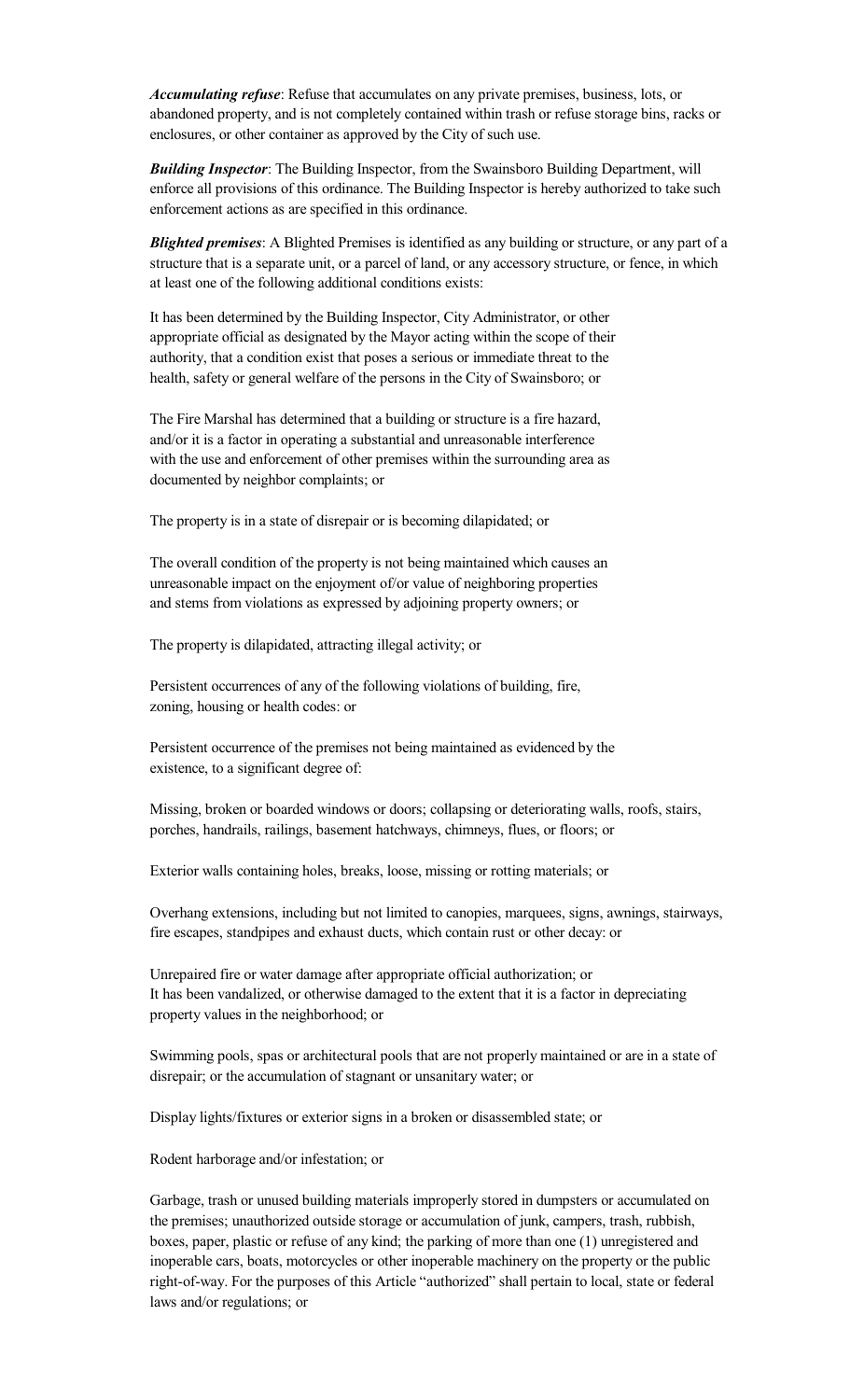***Accumulating refuse***: Refuse that accumulates on any private premises, business, lots, or abandoned property, and is not completely contained within trash or refuse storage bins, racks or enclosures, or other container as approved by the City of such use.

***Building Inspector***: The Building Inspector, from the Swainsboro Building Department, will enforce all provisions of this ordinance. The Building Inspector is hereby authorized to take such enforcement actions as are specified in this ordinance.

***Blighted premises***: A Blighted Premises is identified as any building or structure, or any part of a structure that is a separate unit, or a parcel of land, or any accessory structure, or fence, in which at least one of the following additional conditions exists:

It has been determined by the Building Inspector, City Administrator, or other appropriate official as designated by the Mayor acting within the scope of their authority, that a condition exist that poses a serious or immediate threat to the health, safety or general welfare of the persons in the City of Swainsboro; or

The Fire Marshal has determined that a building or structure is a fire hazard, and/or it is a factor in operating a substantial and unreasonable interference with the use and enforcement of other premises within the surrounding area as documented by neighbor complaints; or

The property is in a state of disrepair or is becoming dilapidated; or

The overall condition of the property is not being maintained which causes an unreasonable impact on the enjoyment of/or value of neighboring properties and stems from violations as expressed by adjoining property owners; or

The property is dilapidated, attracting illegal activity; or

Persistent occurrences of any of the following violations of building, fire, zoning, housing or health codes: or

Persistent occurrence of the premises not being maintained as evidenced by the existence, to a significant degree of:

Missing, broken or boarded windows or doors; collapsing or deteriorating walls, roofs, stairs, porches, handrails, railings, basement hatchways, chimneys, flues, or floors; or

Exterior walls containing holes, breaks, loose, missing or rotting materials; or

Overhang extensions, including but not limited to canopies, marquees, signs, awnings, stairways, fire escapes, standpipes and exhaust ducts, which contain rust or other decay: or

Unrepaired fire or water damage after appropriate official authorization; or
It has been vandalized, or otherwise damaged to the extent that it is a factor in depreciating property values in the neighborhood; or

Swimming pools, spas or architectural pools that are not properly maintained or are in a state of disrepair; or the accumulation of stagnant or unsanitary water; or

Display lights/fixtures or exterior signs in a broken or disassembled state; or

Rodent harborage and/or infestation; or

Garbage, trash or unused building materials improperly stored in dumpsters or accumulated on the premises; unauthorized outside storage or accumulation of junk, campers, trash, rubbish, boxes, paper, plastic or refuse of any kind; the parking of more than one (1) unregistered and inoperable cars, boats, motorcycles or other inoperable machinery on the property or the public right-of-way. For the purposes of this Article "authorized" shall pertain to local, state or federal laws and/or regulations; or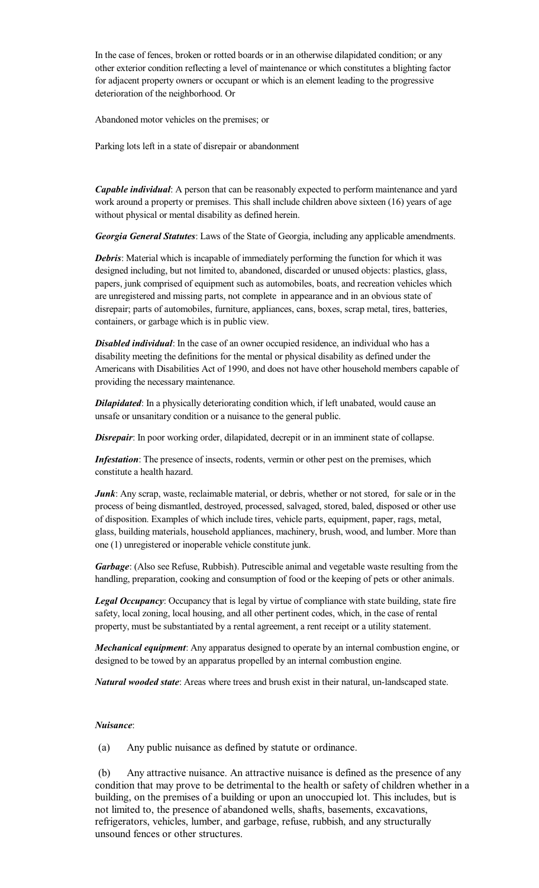In the case of fences, broken or rotted boards or in an otherwise dilapidated condition; or any other exterior condition reflecting a level of maintenance or which constitutes a blighting factor for adjacent property owners or occupant or which is an element leading to the progressive deterioration of the neighborhood. Or

Abandoned motor vehicles on the premises; or

Parking lots left in a state of disrepair or abandonment

***Capable individual***: A person that can be reasonably expected to perform maintenance and yard work around a property or premises. This shall include children above sixteen (16) years of age without physical or mental disability as defined herein.

***Georgia General Statutes***: Laws of the State of Georgia, including any applicable amendments.

***Debris***: Material which is incapable of immediately performing the function for which it was designed including, but not limited to, abandoned, discarded or unused objects: plastics, glass, papers, junk comprised of equipment such as automobiles, boats, and recreation vehicles which are unregistered and missing parts, not complete in appearance and in an obvious state of disrepair; parts of automobiles, furniture, appliances, cans, boxes, scrap metal, tires, batteries, containers, or garbage which is in public view.

***Disabled individual***: In the case of an owner occupied residence, an individual who has a disability meeting the definitions for the mental or physical disability as defined under the Americans with Disabilities Act of 1990, and does not have other household members capable of providing the necessary maintenance.

***Dilapidated***: In a physically deteriorating condition which, if left unabated, would cause an unsafe or unsanitary condition or a nuisance to the general public.

***Disrepair***: In poor working order, dilapidated, decrepit or in an imminent state of collapse.

***Infestation***: The presence of insects, rodents, vermin or other pest on the premises, which constitute a health hazard.

***Junk***: Any scrap, waste, reclaimable material, or debris, whether or not stored, for sale or in the process of being dismantled, destroyed, processed, salvaged, stored, baled, disposed or other use of disposition. Examples of which include tires, vehicle parts, equipment, paper, rags, metal, glass, building materials, household appliances, machinery, brush, wood, and lumber. More than one (1) unregistered or inoperable vehicle constitute junk.

***Garbage***: (Also see Refuse, Rubbish). Putrescible animal and vegetable waste resulting from the handling, preparation, cooking and consumption of food or the keeping of pets or other animals.

***Legal Occupancy***: Occupancy that is legal by virtue of compliance with state building, state fire safety, local zoning, local housing, and all other pertinent codes, which, in the case of rental property, must be substantiated by a rental agreement, a rent receipt or a utility statement.

***Mechanical equipment***: Any apparatus designed to operate by an internal combustion engine, or designed to be towed by an apparatus propelled by an internal combustion engine.

***Natural wooded state***: Areas where trees and brush exist in their natural, un-landscaped state.

***Nuisance***:

(a) Any public nuisance as defined by statute or ordinance.

(b) Any attractive nuisance. An attractive nuisance is defined as the presence of any condition that may prove to be detrimental to the health or safety of children whether in a building, on the premises of a building or upon an unoccupied lot. This includes, but is not limited to, the presence of abandoned wells, shafts, basements, excavations, refrigerators, vehicles, lumber, and garbage, refuse, rubbish, and any structurally unsound fences or other structures.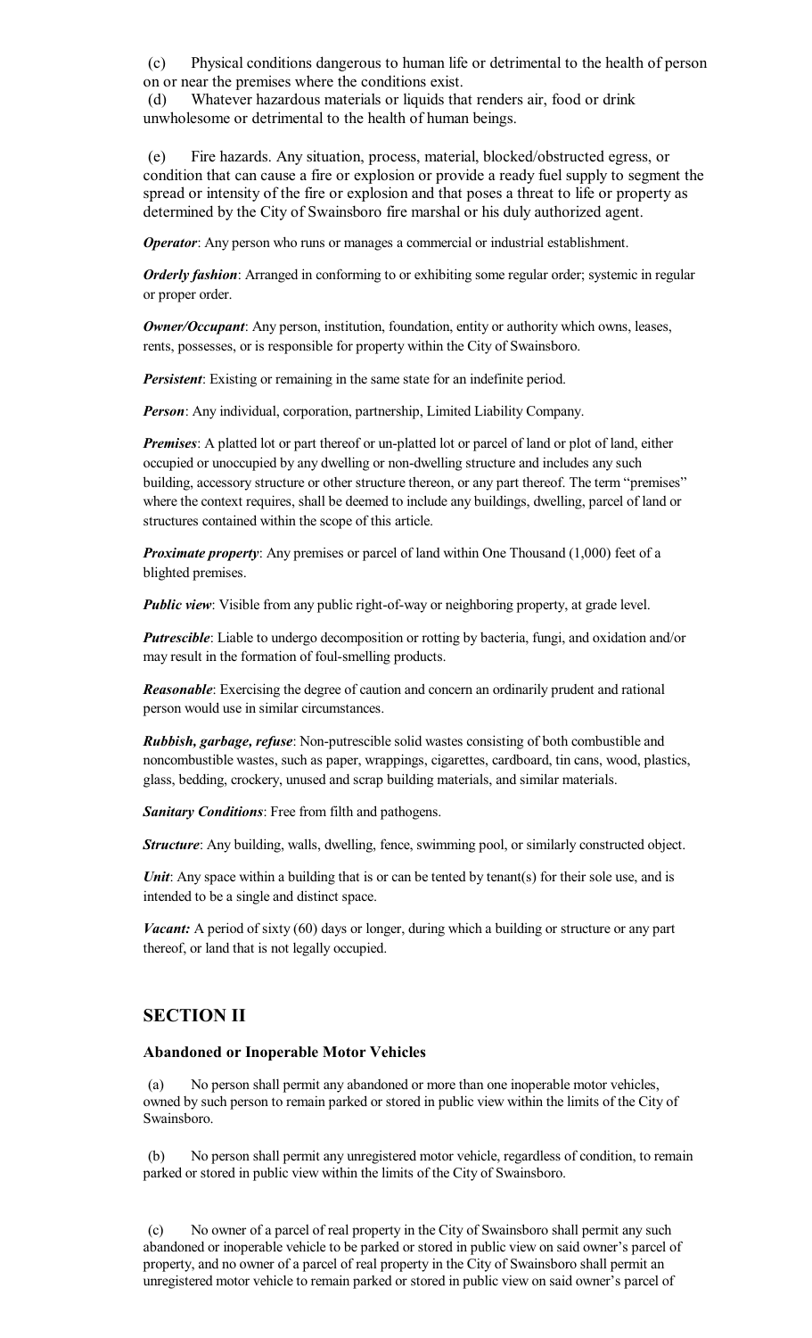(c) Physical conditions dangerous to human life or detrimental to the health of person on or near the premises where the conditions exist.

(d) Whatever hazardous materials or liquids that renders air, food or drink unwholesome or detrimental to the health of human beings.

(e) Fire hazards. Any situation, process, material, blocked/obstructed egress, or condition that can cause a fire or explosion or provide a ready fuel supply to segment the spread or intensity of the fire or explosion and that poses a threat to life or property as determined by the City of Swainsboro fire marshal or his duly authorized agent.

***Operator***: Any person who runs or manages a commercial or industrial establishment.

***Orderly fashion***: Arranged in conforming to or exhibiting some regular order; systemic in regular or proper order.

***Owner/Occupant***: Any person, institution, foundation, entity or authority which owns, leases, rents, possesses, or is responsible for property within the City of Swainsboro.

***Persistent***: Existing or remaining in the same state for an indefinite period.

***Person***: Any individual, corporation, partnership, Limited Liability Company.

***Premises***: A platted lot or part thereof or un-platted lot or parcel of land or plot of land, either occupied or unoccupied by any dwelling or non-dwelling structure and includes any such building, accessory structure or other structure thereon, or any part thereof. The term "premises" where the context requires, shall be deemed to include any buildings, dwelling, parcel of land or structures contained within the scope of this article.

***Proximate property***: Any premises or parcel of land within One Thousand (1,000) feet of a blighted premises.

***Public view***: Visible from any public right-of-way or neighboring property, at grade level.

***Putrescible***: Liable to undergo decomposition or rotting by bacteria, fungi, and oxidation and/or may result in the formation of foul-smelling products.

***Reasonable***: Exercising the degree of caution and concern an ordinarily prudent and rational person would use in similar circumstances.

***Rubbish, garbage, refuse***: Non-putrescible solid wastes consisting of both combustible and noncombustible wastes, such as paper, wrappings, cigarettes, cardboard, tin cans, wood, plastics, glass, bedding, crockery, unused and scrap building materials, and similar materials.

***Sanitary Conditions***: Free from filth and pathogens.

***Structure***: Any building, walls, dwelling, fence, swimming pool, or similarly constructed object.

***Unit***: Any space within a building that is or can be tented by tenant(s) for their sole use, and is intended to be a single and distinct space.

***Vacant:*** A period of sixty (60) days or longer, during which a building or structure or any part thereof, or land that is not legally occupied.

## SECTION II

### Abandoned or Inoperable Motor Vehicles

(a) No person shall permit any abandoned or more than one inoperable motor vehicles, owned by such person to remain parked or stored in public view within the limits of the City of Swainsboro.

(b) No person shall permit any unregistered motor vehicle, regardless of condition, to remain parked or stored in public view within the limits of the City of Swainsboro.

(c) No owner of a parcel of real property in the City of Swainsboro shall permit any such abandoned or inoperable vehicle to be parked or stored in public view on said owner's parcel of property, and no owner of a parcel of real property in the City of Swainsboro shall permit an unregistered motor vehicle to remain parked or stored in public view on said owner's parcel of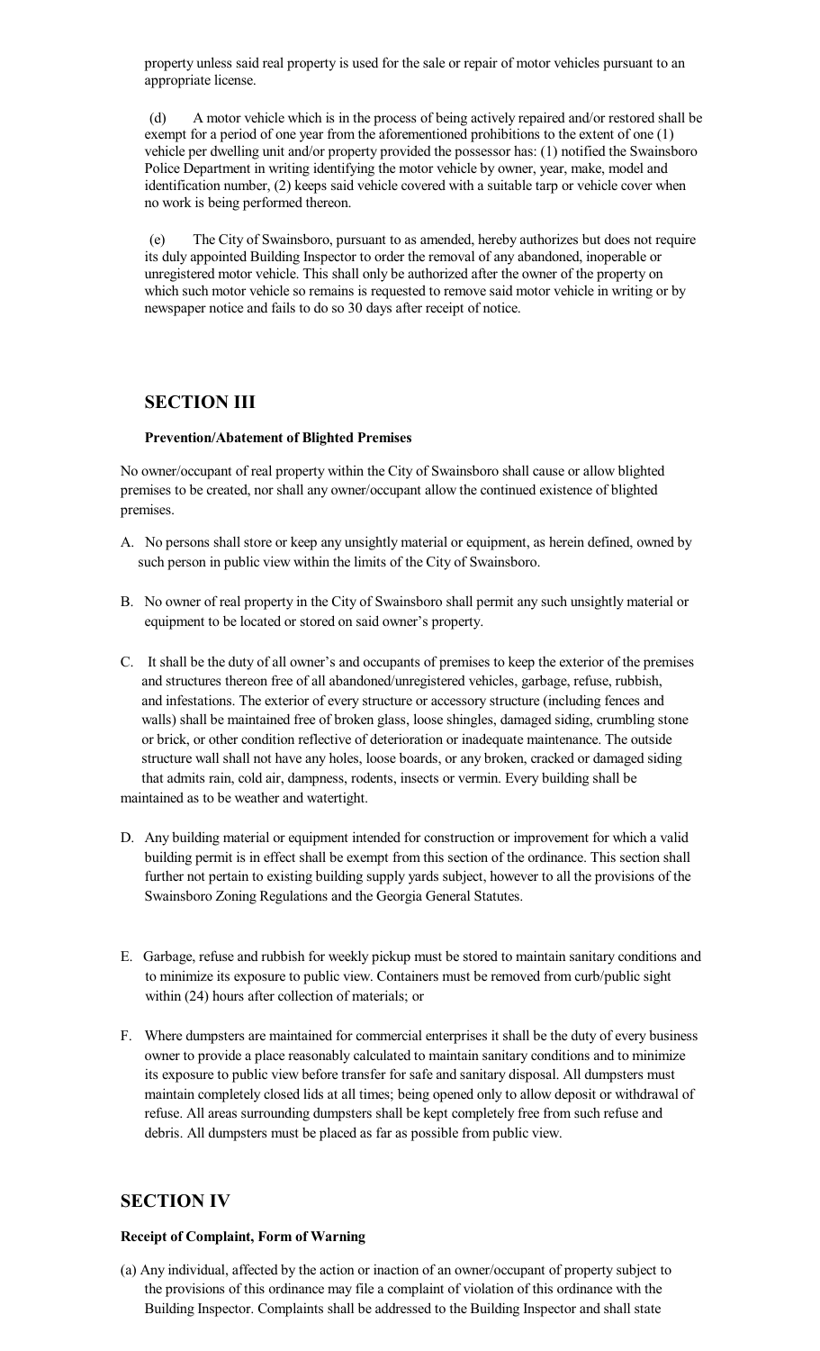property unless said real property is used for the sale or repair of motor vehicles pursuant to an appropriate license.

(d) A motor vehicle which is in the process of being actively repaired and/or restored shall be exempt for a period of one year from the aforementioned prohibitions to the extent of one (1) vehicle per dwelling unit and/or property provided the possessor has: (1) notified the Swainsboro Police Department in writing identifying the motor vehicle by owner, year, make, model and identification number, (2) keeps said vehicle covered with a suitable tarp or vehicle cover when no work is being performed thereon.

(e) The City of Swainsboro, pursuant to as amended, hereby authorizes but does not require its duly appointed Building Inspector to order the removal of any abandoned, inoperable or unregistered motor vehicle. This shall only be authorized after the owner of the property on which such motor vehicle so remains is requested to remove said motor vehicle in writing or by newspaper notice and fails to do so 30 days after receipt of notice.

## SECTION III

**Prevention/Abatement of Blighted Premises**

No owner/occupant of real property within the City of Swainsboro shall cause or allow blighted premises to be created, nor shall any owner/occupant allow the continued existence of blighted premises.

A. No persons shall store or keep any unsightly material or equipment, as herein defined, owned by such person in public view within the limits of the City of Swainsboro.

B. No owner of real property in the City of Swainsboro shall permit any such unsightly material or equipment to be located or stored on said owner's property.

C. It shall be the duty of all owner's and occupants of premises to keep the exterior of the premises and structures thereon free of all abandoned/unregistered vehicles, garbage, refuse, rubbish, and infestations. The exterior of every structure or accessory structure (including fences and walls) shall be maintained free of broken glass, loose shingles, damaged siding, crumbling stone or brick, or other condition reflective of deterioration or inadequate maintenance. The outside structure wall shall not have any holes, loose boards, or any broken, cracked or damaged siding that admits rain, cold air, dampness, rodents, insects or vermin. Every building shall be maintained as to be weather and watertight.

D. Any building material or equipment intended for construction or improvement for which a valid building permit is in effect shall be exempt from this section of the ordinance. This section shall further not pertain to existing building supply yards subject, however to all the provisions of the Swainsboro Zoning Regulations and the Georgia General Statutes.

E. Garbage, refuse and rubbish for weekly pickup must be stored to maintain sanitary conditions and to minimize its exposure to public view. Containers must be removed from curb/public sight within (24) hours after collection of materials; or

F. Where dumpsters are maintained for commercial enterprises it shall be the duty of every business owner to provide a place reasonably calculated to maintain sanitary conditions and to minimize its exposure to public view before transfer for safe and sanitary disposal. All dumpsters must maintain completely closed lids at all times; being opened only to allow deposit or withdrawal of refuse. All areas surrounding dumpsters shall be kept completely free from such refuse and debris. All dumpsters must be placed as far as possible from public view.

## SECTION IV

**Receipt of Complaint, Form of Warning**

(a) Any individual, affected by the action or inaction of an owner/occupant of property subject to the provisions of this ordinance may file a complaint of violation of this ordinance with the Building Inspector. Complaints shall be addressed to the Building Inspector and shall state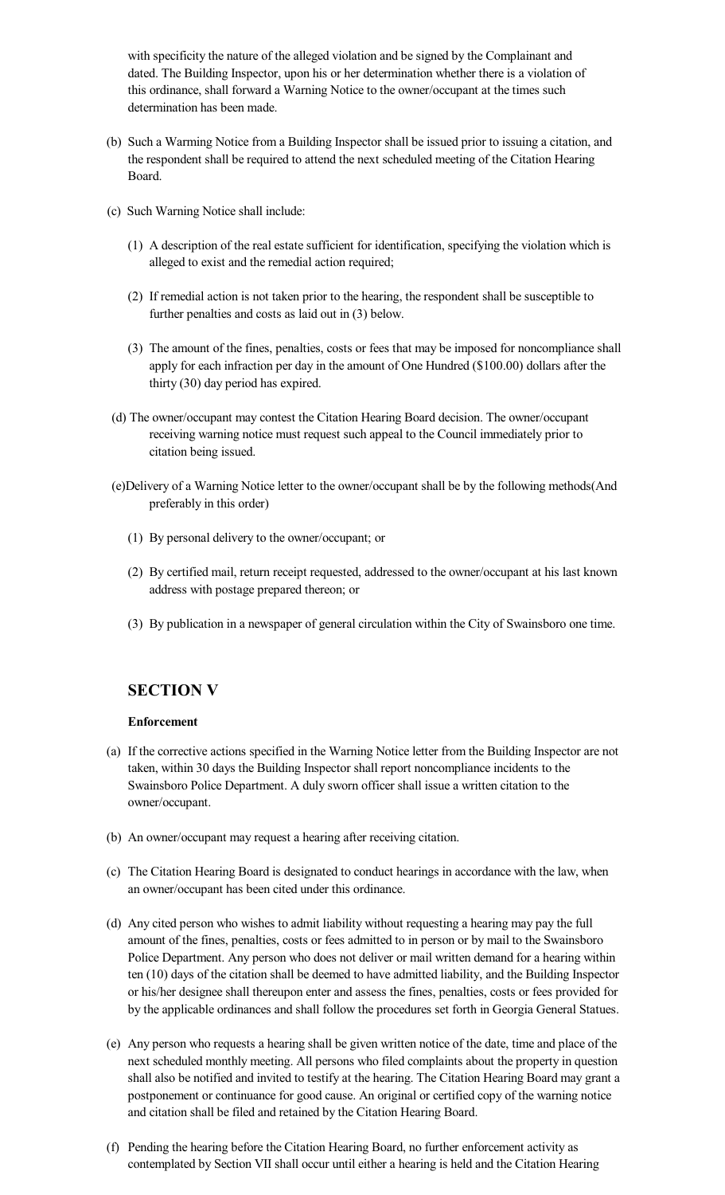with specificity the nature of the alleged violation and be signed by the Complainant and dated. The Building Inspector, upon his or her determination whether there is a violation of this ordinance, shall forward a Warning Notice to the owner/occupant at the times such determination has been made.

(b) Such a Warning Notice from a Building Inspector shall be issued prior to issuing a citation, and the respondent shall be required to attend the next scheduled meeting of the Citation Hearing Board.

(c) Such Warning Notice shall include:

(1) A description of the real estate sufficient for identification, specifying the violation which is alleged to exist and the remedial action required;

(2) If remedial action is not taken prior to the hearing, the respondent shall be susceptible to further penalties and costs as laid out in (3) below.

(3) The amount of the fines, penalties, costs or fees that may be imposed for noncompliance shall apply for each infraction per day in the amount of One Hundred ($100.00) dollars after the thirty (30) day period has expired.

(d) The owner/occupant may contest the Citation Hearing Board decision. The owner/occupant receiving warning notice must request such appeal to the Council immediately prior to citation being issued.

(e)Delivery of a Warning Notice letter to the owner/occupant shall be by the following methods(And preferably in this order)

(1) By personal delivery to the owner/occupant; or

(2) By certified mail, return receipt requested, addressed to the owner/occupant at his last known address with postage prepared thereon; or

(3) By publication in a newspaper of general circulation within the City of Swainsboro one time.

## SECTION V

**Enforcement**

(a) If the corrective actions specified in the Warning Notice letter from the Building Inspector are not taken, within 30 days the Building Inspector shall report noncompliance incidents to the Swainsboro Police Department. A duly sworn officer shall issue a written citation to the owner/occupant.

(b) An owner/occupant may request a hearing after receiving citation.

(c) The Citation Hearing Board is designated to conduct hearings in accordance with the law, when an owner/occupant has been cited under this ordinance.

(d) Any cited person who wishes to admit liability without requesting a hearing may pay the full amount of the fines, penalties, costs or fees admitted to in person or by mail to the Swainsboro Police Department. Any person who does not deliver or mail written demand for a hearing within ten (10) days of the citation shall be deemed to have admitted liability, and the Building Inspector or his/her designee shall thereupon enter and assess the fines, penalties, costs or fees provided for by the applicable ordinances and shall follow the procedures set forth in Georgia General Statues.

(e) Any person who requests a hearing shall be given written notice of the date, time and place of the next scheduled monthly meeting. All persons who filed complaints about the property in question shall also be notified and invited to testify at the hearing. The Citation Hearing Board may grant a postponement or continuance for good cause. An original or certified copy of the warning notice and citation shall be filed and retained by the Citation Hearing Board.

(f) Pending the hearing before the Citation Hearing Board, no further enforcement activity as contemplated by Section VII shall occur until either a hearing is held and the Citation Hearing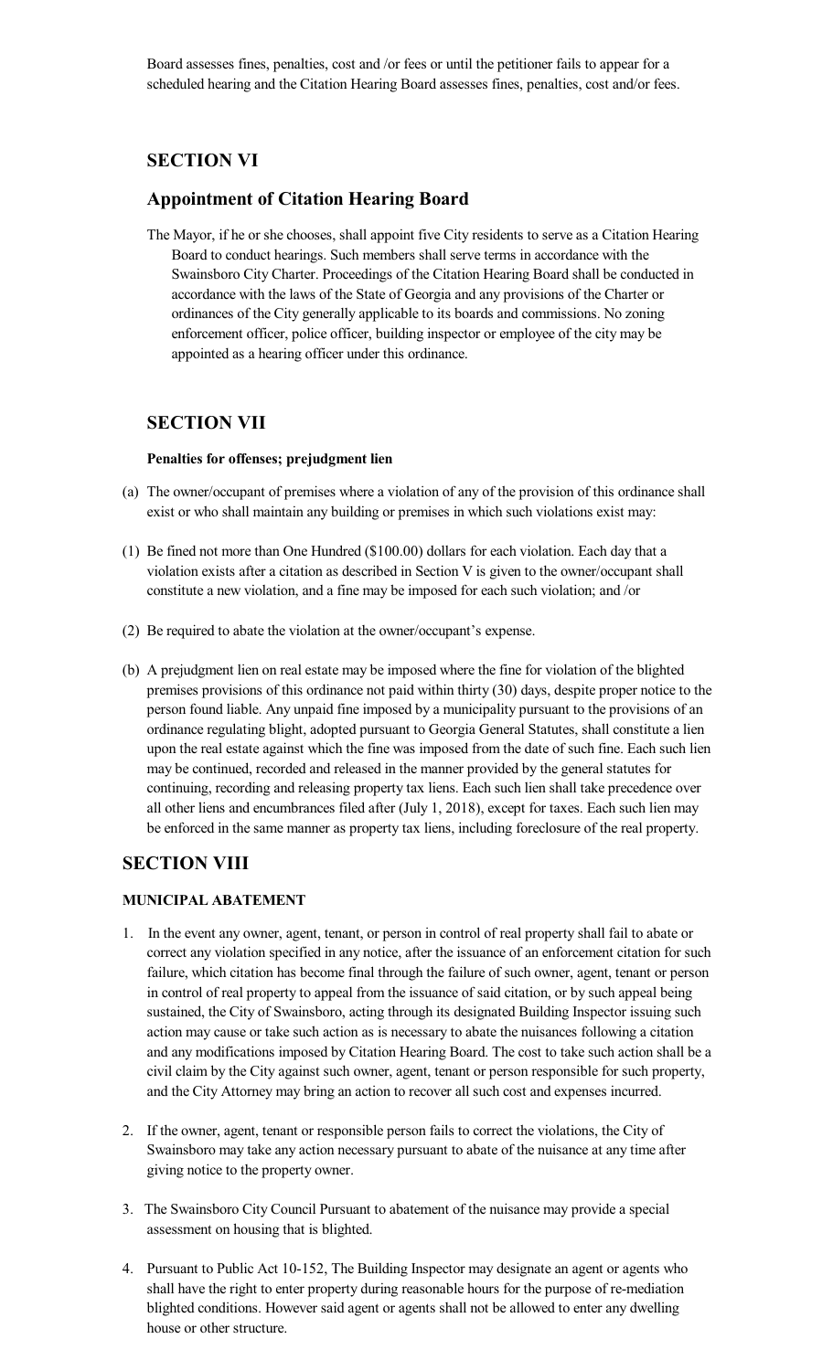Board assesses fines, penalties, cost and /or fees or until the petitioner fails to appear for a scheduled hearing and the Citation Hearing Board assesses fines, penalties, cost and/or fees.

## SECTION VI

## Appointment of Citation Hearing Board

The Mayor, if he or she chooses, shall appoint five City residents to serve as a Citation Hearing Board to conduct hearings. Such members shall serve terms in accordance with the Swainsboro City Charter. Proceedings of the Citation Hearing Board shall be conducted in accordance with the laws of the State of Georgia and any provisions of the Charter or ordinances of the City generally applicable to its boards and commissions. No zoning enforcement officer, police officer, building inspector or employee of the city may be appointed as a hearing officer under this ordinance.

## SECTION VII

**Penalties for offenses; prejudgment lien**

(a) The owner/occupant of premises where a violation of any of the provision of this ordinance shall exist or who shall maintain any building or premises in which such violations exist may:

(1) Be fined not more than One Hundred ($100.00) dollars for each violation. Each day that a violation exists after a citation as described in Section V is given to the owner/occupant shall constitute a new violation, and a fine may be imposed for each such violation; and /or

(2) Be required to abate the violation at the owner/occupant's expense.

(b) A prejudgment lien on real estate may be imposed where the fine for violation of the blighted premises provisions of this ordinance not paid within thirty (30) days, despite proper notice to the person found liable. Any unpaid fine imposed by a municipality pursuant to the provisions of an ordinance regulating blight, adopted pursuant to Georgia General Statutes, shall constitute a lien upon the real estate against which the fine was imposed from the date of such fine. Each such lien may be continued, recorded and released in the manner provided by the general statutes for continuing, recording and releasing property tax liens. Each such lien shall take precedence over all other liens and encumbrances filed after (July 1, 2018), except for taxes. Each such lien may be enforced in the same manner as property tax liens, including foreclosure of the real property.

## SECTION VIII

**MUNICIPAL ABATEMENT**

1. In the event any owner, agent, tenant, or person in control of real property shall fail to abate or correct any violation specified in any notice, after the issuance of an enforcement citation for such failure, which citation has become final through the failure of such owner, agent, tenant or person in control of real property to appeal from the issuance of said citation, or by such appeal being sustained, the City of Swainsboro, acting through its designated Building Inspector issuing such action may cause or take such action as is necessary to abate the nuisances following a citation and any modifications imposed by Citation Hearing Board. The cost to take such action shall be a civil claim by the City against such owner, agent, tenant or person responsible for such property, and the City Attorney may bring an action to recover all such cost and expenses incurred.

2. If the owner, agent, tenant or responsible person fails to correct the violations, the City of Swainsboro may take any action necessary pursuant to abate of the nuisance at any time after giving notice to the property owner.

3. The Swainsboro City Council Pursuant to abatement of the nuisance may provide a special assessment on housing that is blighted.

4. Pursuant to Public Act 10-152, The Building Inspector may designate an agent or agents who shall have the right to enter property during reasonable hours for the purpose of re-mediation blighted conditions. However said agent or agents shall not be allowed to enter any dwelling house or other structure.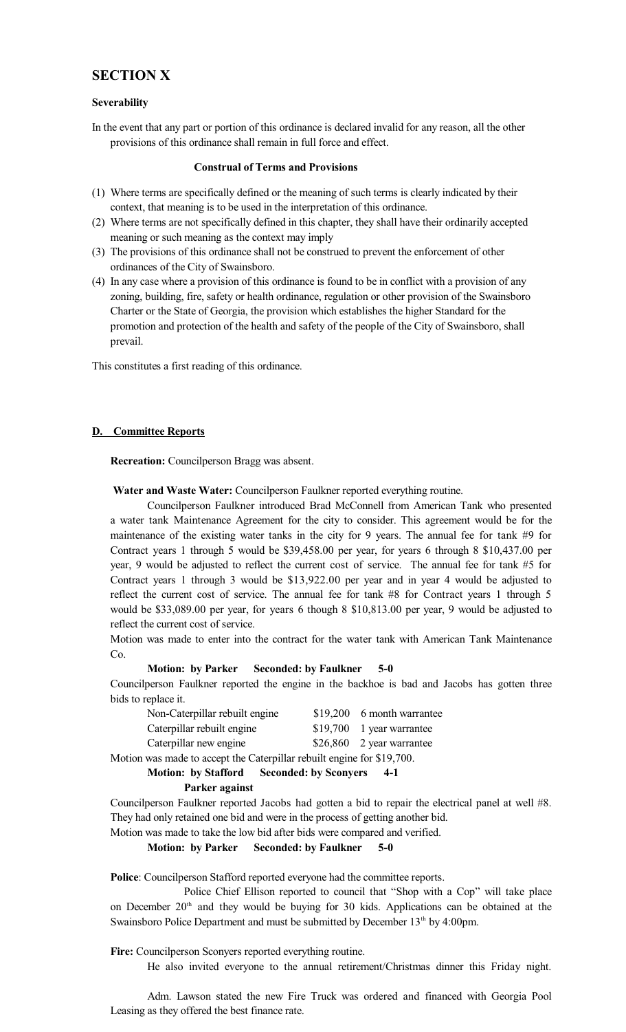## SECTION X

**Severability**

In the event that any part or portion of this ordinance is declared invalid for any reason, all the other provisions of this ordinance shall remain in full force and effect.

**Construal of Terms and Provisions**

(1) Where terms are specifically defined or the meaning of such terms is clearly indicated by their context, that meaning is to be used in the interpretation of this ordinance.
(2) Where terms are not specifically defined in this chapter, they shall have their ordinarily accepted meaning or such meaning as the context may imply
(3) The provisions of this ordinance shall not be construed to prevent the enforcement of other ordinances of the City of Swainsboro.
(4) In any case where a provision of this ordinance is found to be in conflict with a provision of any zoning, building, fire, safety or health ordinance, regulation or other provision of the Swainsboro Charter or the State of Georgia, the provision which establishes the higher Standard for the promotion and protection of the health and safety of the people of the City of Swainsboro, shall prevail.

This constitutes a first reading of this ordinance.

**D. Committee Reports**

**Recreation:** Councilperson Bragg was absent.

**Water and Waste Water:** Councilperson Faulkner reported everything routine.

Councilperson Faulkner introduced Brad McConnell from American Tank who presented a water tank Maintenance Agreement for the city to consider. This agreement would be for the maintenance of the existing water tanks in the city for 9 years. The annual fee for tank #9 for Contract years 1 through 5 would be $39,458.00 per year, for years 6 through 8 $10,437.00 per year, 9 would be adjusted to reflect the current cost of service. The annual fee for tank #5 for Contract years 1 through 3 would be $13,922.00 per year and in year 4 would be adjusted to reflect the current cost of service. The annual fee for tank #8 for Contract years 1 through 5 would be $33,089.00 per year, for years 6 though 8 $10,813.00 per year, 9 would be adjusted to reflect the current cost of service.

Motion was made to enter into the contract for the water tank with American Tank Maintenance Co.

**Motion: by Parker Seconded: by Faulkner 5-0**

Councilperson Faulkner reported the engine in the backhoe is bad and Jacobs has gotten three bids to replace it.

| | | |
|---|---|---|
| Non-Caterpillar rebuilt engine | $19,200 | 6 month warrantee |
| Caterpillar rebuilt engine | $19,700 | 1 year warrantee |
| Caterpillar new engine | $26,860 | 2 year warrantee |

Motion was made to accept the Caterpillar rebuilt engine for $19,700.

**Motion: by Stafford Seconded: by Sconyers 4-1**

**Parker against**

Councilperson Faulkner reported Jacobs had gotten a bid to repair the electrical panel at well #8. They had only retained one bid and were in the process of getting another bid.

Motion was made to take the low bid after bids were compared and verified.

**Motion: by Parker Seconded: by Faulkner 5-0**

**Police**: Councilperson Stafford reported everyone had the committee reports.

Police Chief Ellison reported to council that "Shop with a Cop" will take place on December 20th and they would be buying for 30 kids. Applications can be obtained at the Swainsboro Police Department and must be submitted by December 13th by 4:00pm.

**Fire:** Councilperson Sconyers reported everything routine.

He also invited everyone to the annual retirement/Christmas dinner this Friday night.

Adm. Lawson stated the new Fire Truck was ordered and financed with Georgia Pool Leasing as they offered the best finance rate.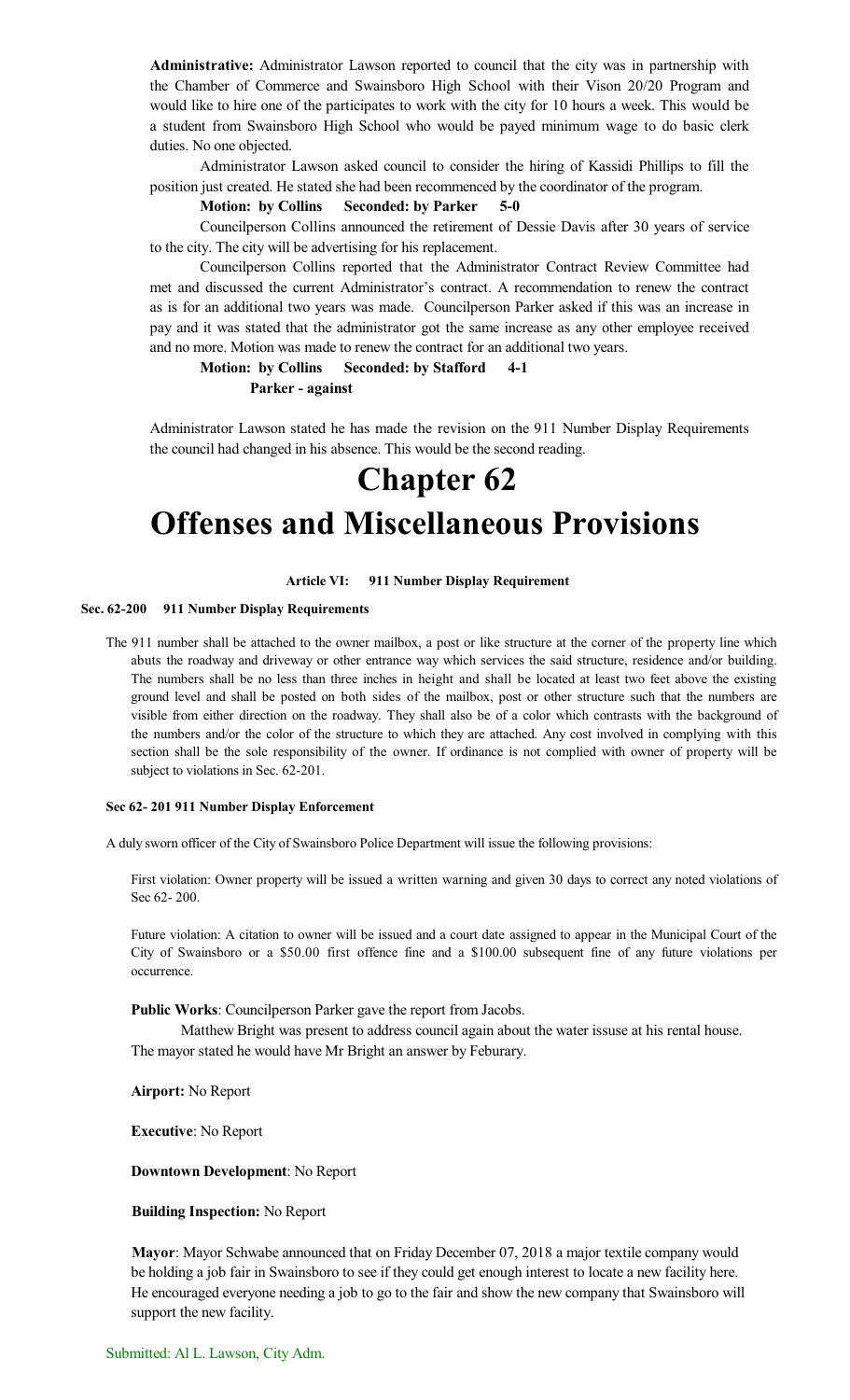**Administrative:** Administrator Lawson reported to council that the city was in partnership with the Chamber of Commerce and Swainsboro High School with their Vison 20/20 Program and would like to hire one of the participates to work with the city for 10 hours a week. This would be a student from Swainsboro High School who would be payed minimum wage to do basic clerk duties. No one objected.

Administrator Lawson asked council to consider the hiring of Kassidi Phillips to fill the position just created. He stated she had been recommenced by the coordinator of the program.

**Motion: by Collins Seconded: by Parker 5-0**

Councilperson Collins announced the retirement of Dessie Davis after 30 years of service to the city. The city will be advertising for his replacement.

Councilperson Collins reported that the Administrator Contract Review Committee had met and discussed the current Administrator's contract. A recommendation to renew the contract as is for an additional two years was made. Councilperson Parker asked if this was an increase in pay and it was stated that the administrator got the same increase as any other employee received and no more. Motion was made to renew the contract for an additional two years.

**Motion: by Collins Seconded: by Stafford 4-1**
**Parker - against**

Administrator Lawson stated he has made the revision on the 911 Number Display Requirements the council had changed in his absence. This would be the second reading.

# Chapter 62
# Offenses and Miscellaneous Provisions

**Article VI: 911 Number Display Requirement**

### Sec. 62-200 911 Number Display Requirements

The 911 number shall be attached to the owner mailbox, a post or like structure at the corner of the property line which abuts the roadway and driveway or other entrance way which services the said structure, residence and/or building. The numbers shall be no less than three inches in height and shall be located at least two feet above the existing ground level and shall be posted on both sides of the mailbox, post or other structure such that the numbers are visible from either direction on the roadway. They shall also be of a color which contrasts with the background of the numbers and/or the color of the structure to which they are attached. Any cost involved in complying with this section shall be the sole responsibility of the owner. If ordinance is not complied with owner of property will be subject to violations in Sec. 62-201.

### Sec 62- 201 911 Number Display Enforcement

A duly sworn officer of the City of Swainsboro Police Department will issue the following provisions:

First violation: Owner property will be issued a written warning and given 30 days to correct any noted violations of Sec 62- 200.

Future violation: A citation to owner will be issued and a court date assigned to appear in the Municipal Court of the City of Swainsboro or a $50.00 first offence fine and a $100.00 subsequent fine of any future violations per occurrence.

**Public Works**: Councilperson Parker gave the report from Jacobs.

Matthew Bright was present to address council again about the water issuse at his rental house. The mayor stated he would have Mr Bright an answer by Feburary.

**Airport:** No Report

**Executive**: No Report

**Downtown Development**: No Report

**Building Inspection:** No Report

**Mayor**: Mayor Schwabe announced that on Friday December 07, 2018 a major textile company would be holding a job fair in Swainsboro to see if they could get enough interest to locate a new facility here. He encouraged everyone needing a job to go to the fair and show the new company that Swainsboro will support the new facility.

Submitted: Al L. Lawson, City Adm.